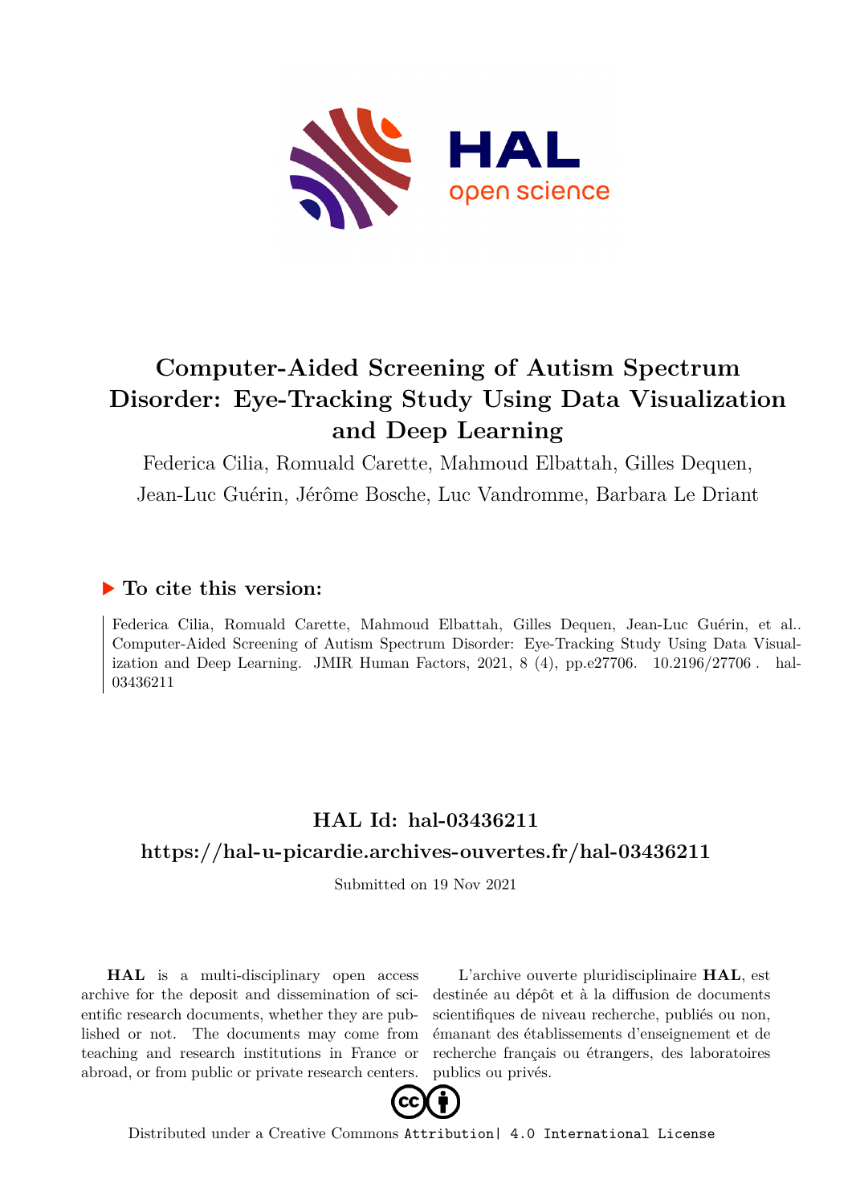# Computer-Aided Screening of Autism Spectrum Disorder: Eye-Tracking Study Using Data Visualization and Deep Learning

Federica Cilia, Romuald Carette, Mahmoud Elbattah, Gilles Dequen, Jean-Luc Guérin, Jérôme Bosche, Luc Vandromme, Barbara Le Driant

## ▶ To cite this version:

Federica Cilia, Romuald Carette, Mahmoud Elbattah, Gilles Dequen, Jean-Luc Guérin, et al.. Computer-Aided Screening of Autism Spectrum Disorder: Eye-Tracking Study Using Data Visualization and Deep Learning. JMIR Human Factors, 2021, 8 (4), pp.e27706. 10.2196/27706 . hal-03436211

## HAL Id: hal-03436211

## https://hal-u-picardie.archives-ouvertes.fr/hal-03436211

Submitted on 19 Nov 2021

**HAL** is a multi-disciplinary open access archive for the deposit and dissemination of scientific research documents, whether they are published or not. The documents may come from teaching and research institutions in France or abroad, or from public or private research centers.

L'archive ouverte pluridisciplinaire **HAL**, est destinée au dépôt et à la diffusion de documents scientifiques de niveau recherche, publiés ou non, émanant des établissements d'enseignement et de recherche français ou étrangers, des laboratoires publics ou privés.

Distributed under a Creative Commons Attribution| 4.0 International License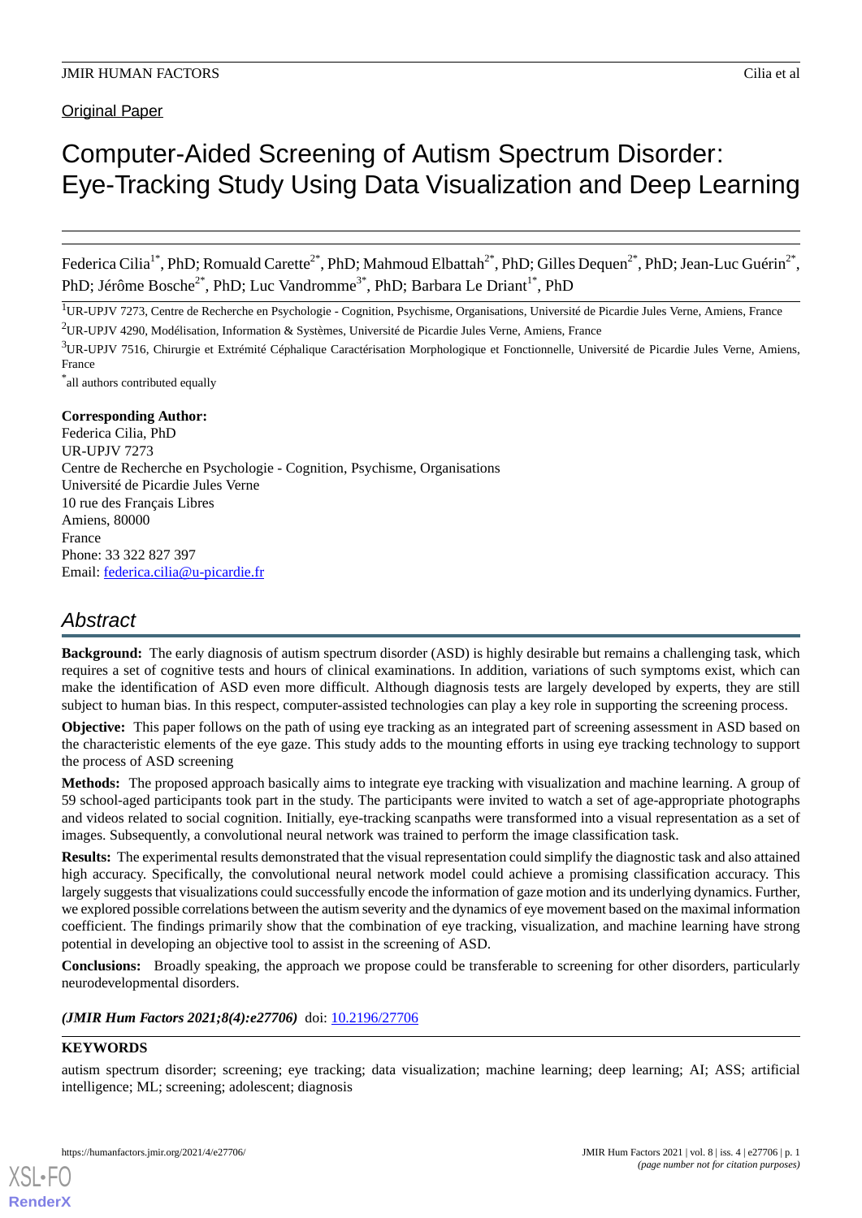Original Paper

# Computer-Aided Screening of Autism Spectrum Disorder: Eye-Tracking Study Using Data Visualization and Deep Learning

Federica Cilia[1*], PhD; Romuald Carette[2*], PhD; Mahmoud Elbattah[2*], PhD; Gilles Dequen[2*], PhD; Jean-Luc Guérin[2*], PhD; Jérôme Bosche[2*], PhD; Luc Vandromme[3*], PhD; Barbara Le Driant[1*], PhD

[1]UR-UPJV 7273, Centre de Recherche en Psychologie - Cognition, Psychisme, Organisations, Université de Picardie Jules Verne, Amiens, France

[2]UR-UPJV 4290, Modélisation, Information & Systèmes, Université de Picardie Jules Verne, Amiens, France

[3]UR-UPJV 7516, Chirurgie et Extrémité Céphalique Caractérisation Morphologique et Fonctionnelle, Université de Picardie Jules Verne, Amiens, France

[*]all authors contributed equally

**Corresponding Author:**
Federica Cilia, PhD
UR-UPJV 7273
Centre de Recherche en Psychologie - Cognition, Psychisme, Organisations
Université de Picardie Jules Verne
10 rue des Français Libres
Amiens, 80000
France
Phone: 33 322 827 397
Email: federica.cilia@u-picardie.fr

## Abstract

**Background:** The early diagnosis of autism spectrum disorder (ASD) is highly desirable but remains a challenging task, which requires a set of cognitive tests and hours of clinical examinations. In addition, variations of such symptoms exist, which can make the identification of ASD even more difficult. Although diagnosis tests are largely developed by experts, they are still subject to human bias. In this respect, computer-assisted technologies can play a key role in supporting the screening process.

**Objective:** This paper follows on the path of using eye tracking as an integrated part of screening assessment in ASD based on the characteristic elements of the eye gaze. This study adds to the mounting efforts in using eye tracking technology to support the process of ASD screening

**Methods:** The proposed approach basically aims to integrate eye tracking with visualization and machine learning. A group of 59 school-aged participants took part in the study. The participants were invited to watch a set of age-appropriate photographs and videos related to social cognition. Initially, eye-tracking scanpaths were transformed into a visual representation as a set of images. Subsequently, a convolutional neural network was trained to perform the image classification task.

**Results:** The experimental results demonstrated that the visual representation could simplify the diagnostic task and also attained high accuracy. Specifically, the convolutional neural network model could achieve a promising classification accuracy. This largely suggests that visualizations could successfully encode the information of gaze motion and its underlying dynamics. Further, we explored possible correlations between the autism severity and the dynamics of eye movement based on the maximal information coefficient. The findings primarily show that the combination of eye tracking, visualization, and machine learning have strong potential in developing an objective tool to assist in the screening of ASD.

**Conclusions:** Broadly speaking, the approach we propose could be transferable to screening for other disorders, particularly neurodevelopmental disorders.

***(JMIR Hum Factors 2021;8(4):e27706)*** doi: 10.2196/27706

**KEYWORDS**

autism spectrum disorder; screening; eye tracking; data visualization; machine learning; deep learning; AI; ASS; artificial intelligence; ML; screening; adolescent; diagnosis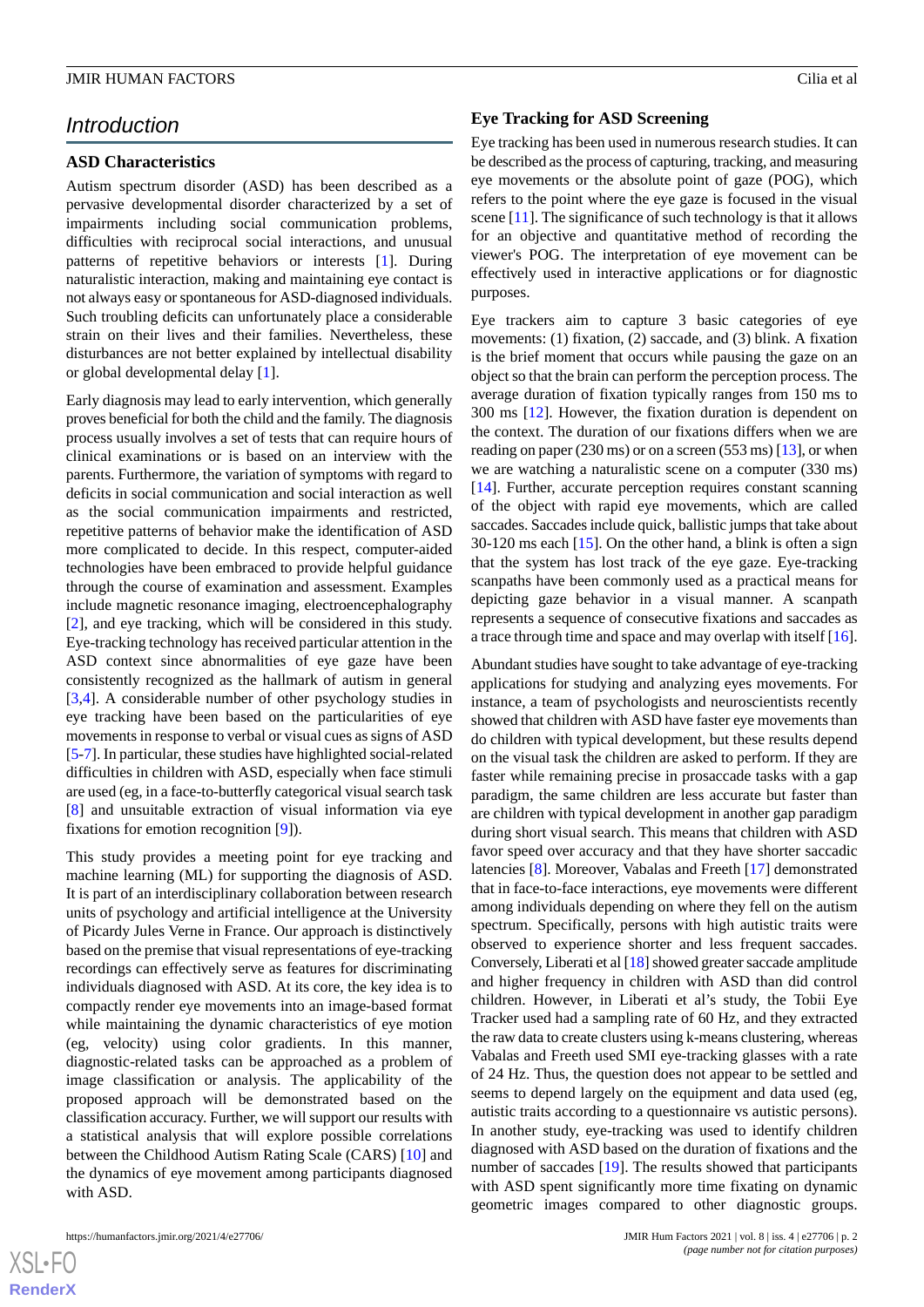## Introduction

### ASD Characteristics

Autism spectrum disorder (ASD) has been described as a pervasive developmental disorder characterized by a set of impairments including social communication problems, difficulties with reciprocal social interactions, and unusual patterns of repetitive behaviors or interests [1]. During naturalistic interaction, making and maintaining eye contact is not always easy or spontaneous for ASD-diagnosed individuals. Such troubling deficits can unfortunately place a considerable strain on their lives and their families. Nevertheless, these disturbances are not better explained by intellectual disability or global developmental delay [1].

Early diagnosis may lead to early intervention, which generally proves beneficial for both the child and the family. The diagnosis process usually involves a set of tests that can require hours of clinical examinations or is based on an interview with the parents. Furthermore, the variation of symptoms with regard to deficits in social communication and social interaction as well as the social communication impairments and restricted, repetitive patterns of behavior make the identification of ASD more complicated to decide. In this respect, computer-aided technologies have been embraced to provide helpful guidance through the course of examination and assessment. Examples include magnetic resonance imaging, electroencephalography [2], and eye tracking, which will be considered in this study. Eye-tracking technology has received particular attention in the ASD context since abnormalities of eye gaze have been consistently recognized as the hallmark of autism in general [3,4]. A considerable number of other psychology studies in eye tracking have been based on the particularities of eye movements in response to verbal or visual cues as signs of ASD [5-7]. In particular, these studies have highlighted social-related difficulties in children with ASD, especially when face stimuli are used (eg, in a face-to-butterfly categorical visual search task [8] and unsuitable extraction of visual information via eye fixations for emotion recognition [9]).

This study provides a meeting point for eye tracking and machine learning (ML) for supporting the diagnosis of ASD. It is part of an interdisciplinary collaboration between research units of psychology and artificial intelligence at the University of Picardy Jules Verne in France. Our approach is distinctively based on the premise that visual representations of eye-tracking recordings can effectively serve as features for discriminating individuals diagnosed with ASD. At its core, the key idea is to compactly render eye movements into an image-based format while maintaining the dynamic characteristics of eye motion (eg, velocity) using color gradients. In this manner, diagnostic-related tasks can be approached as a problem of image classification or analysis. The applicability of the proposed approach will be demonstrated based on the classification accuracy. Further, we will support our results with a statistical analysis that will explore possible correlations between the Childhood Autism Rating Scale (CARS) [10] and the dynamics of eye movement among participants diagnosed with ASD.

### Eye Tracking for ASD Screening

Eye tracking has been used in numerous research studies. It can be described as the process of capturing, tracking, and measuring eye movements or the absolute point of gaze (POG), which refers to the point where the eye gaze is focused in the visual scene [11]. The significance of such technology is that it allows for an objective and quantitative method of recording the viewer's POG. The interpretation of eye movement can be effectively used in interactive applications or for diagnostic purposes.

Eye trackers aim to capture 3 basic categories of eye movements: (1) fixation, (2) saccade, and (3) blink. A fixation is the brief moment that occurs while pausing the gaze on an object so that the brain can perform the perception process. The average duration of fixation typically ranges from 150 ms to 300 ms [12]. However, the fixation duration is dependent on the context. The duration of our fixations differs when we are reading on paper (230 ms) or on a screen (553 ms) [13], or when we are watching a naturalistic scene on a computer (330 ms) [14]. Further, accurate perception requires constant scanning of the object with rapid eye movements, which are called saccades. Saccades include quick, ballistic jumps that take about 30-120 ms each [15]. On the other hand, a blink is often a sign that the system has lost track of the eye gaze. Eye-tracking scanpaths have been commonly used as a practical means for depicting gaze behavior in a visual manner. A scanpath represents a sequence of consecutive fixations and saccades as a trace through time and space and may overlap with itself [16].

Abundant studies have sought to take advantage of eye-tracking applications for studying and analyzing eyes movements. For instance, a team of psychologists and neuroscientists recently showed that children with ASD have faster eye movements than do children with typical development, but these results depend on the visual task the children are asked to perform. If they are faster while remaining precise in prosaccade tasks with a gap paradigm, the same children are less accurate but faster than are children with typical development in another gap paradigm during short visual search. This means that children with ASD favor speed over accuracy and that they have shorter saccadic latencies [8]. Moreover, Vabalas and Freeth [17] demonstrated that in face-to-face interactions, eye movements were different among individuals depending on where they fell on the autism spectrum. Specifically, persons with high autistic traits were observed to experience shorter and less frequent saccades. Conversely, Liberati et al [18] showed greater saccade amplitude and higher frequency in children with ASD than did control children. However, in Liberati et al's study, the Tobii Eye Tracker used had a sampling rate of 60 Hz, and they extracted the raw data to create clusters using k-means clustering, whereas Vabalas and Freeth used SMI eye-tracking glasses with a rate of 24 Hz. Thus, the question does not appear to be settled and seems to depend largely on the equipment and data used (eg, autistic traits according to a questionnaire vs autistic persons). In another study, eye-tracking was used to identify children diagnosed with ASD based on the duration of fixations and the number of saccades [19]. The results showed that participants with ASD spent significantly more time fixating on dynamic geometric images compared to other diagnostic groups.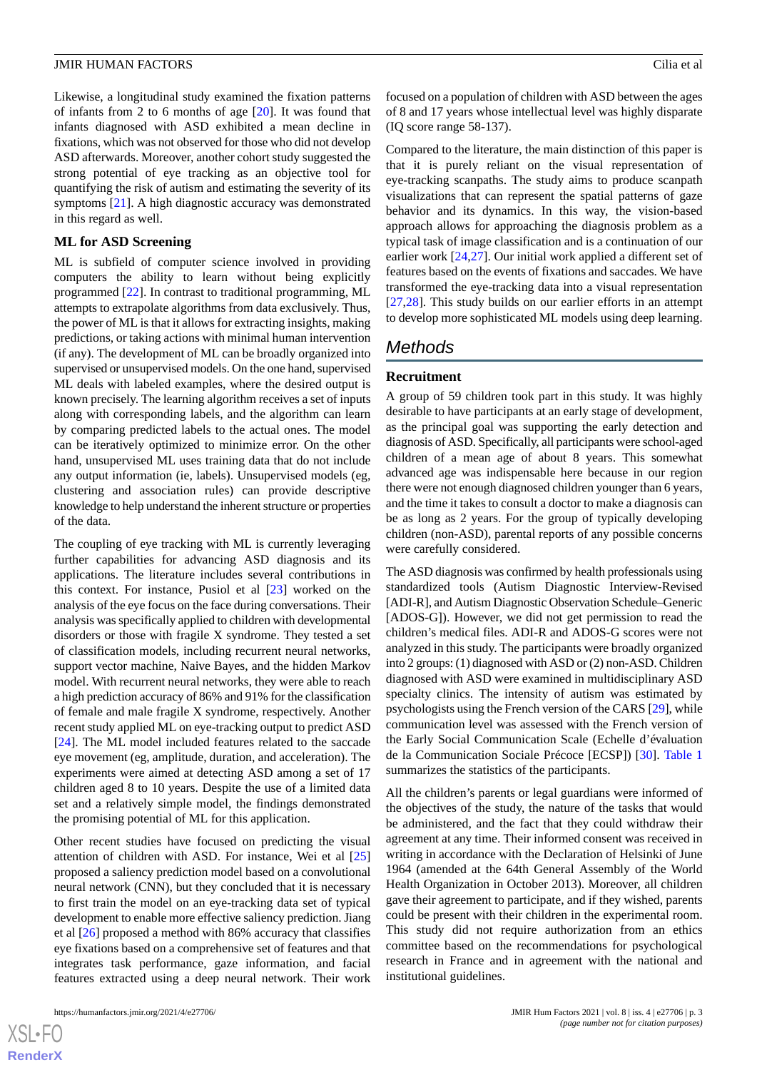Likewise, a longitudinal study examined the fixation patterns of infants from 2 to 6 months of age [20]. It was found that infants diagnosed with ASD exhibited a mean decline in fixations, which was not observed for those who did not develop ASD afterwards. Moreover, another cohort study suggested the strong potential of eye tracking as an objective tool for quantifying the risk of autism and estimating the severity of its symptoms [21]. A high diagnostic accuracy was demonstrated in this regard as well.

### ML for ASD Screening

ML is subfield of computer science involved in providing computers the ability to learn without being explicitly programmed [22]. In contrast to traditional programming, ML attempts to extrapolate algorithms from data exclusively. Thus, the power of ML is that it allows for extracting insights, making predictions, or taking actions with minimal human intervention (if any). The development of ML can be broadly organized into supervised or unsupervised models. On the one hand, supervised ML deals with labeled examples, where the desired output is known precisely. The learning algorithm receives a set of inputs along with corresponding labels, and the algorithm can learn by comparing predicted labels to the actual ones. The model can be iteratively optimized to minimize error. On the other hand, unsupervised ML uses training data that do not include any output information (ie, labels). Unsupervised models (eg, clustering and association rules) can provide descriptive knowledge to help understand the inherent structure or properties of the data.

The coupling of eye tracking with ML is currently leveraging further capabilities for advancing ASD diagnosis and its applications. The literature includes several contributions in this context. For instance, Pusiol et al [23] worked on the analysis of the eye focus on the face during conversations. Their analysis was specifically applied to children with developmental disorders or those with fragile X syndrome. They tested a set of classification models, including recurrent neural networks, support vector machine, Naive Bayes, and the hidden Markov model. With recurrent neural networks, they were able to reach a high prediction accuracy of 86% and 91% for the classification of female and male fragile X syndrome, respectively. Another recent study applied ML on eye-tracking output to predict ASD [24]. The ML model included features related to the saccade eye movement (eg, amplitude, duration, and acceleration). The experiments were aimed at detecting ASD among a set of 17 children aged 8 to 10 years. Despite the use of a limited data set and a relatively simple model, the findings demonstrated the promising potential of ML for this application.

Other recent studies have focused on predicting the visual attention of children with ASD. For instance, Wei et al [25] proposed a saliency prediction model based on a convolutional neural network (CNN), but they concluded that it is necessary to first train the model on an eye-tracking data set of typical development to enable more effective saliency prediction. Jiang et al [26] proposed a method with 86% accuracy that classifies eye fixations based on a comprehensive set of features and that integrates task performance, gaze information, and facial features extracted using a deep neural network. Their work focused on a population of children with ASD between the ages of 8 and 17 years whose intellectual level was highly disparate (IQ score range 58-137).

Compared to the literature, the main distinction of this paper is that it is purely reliant on the visual representation of eye-tracking scanpaths. The study aims to produce scanpath visualizations that can represent the spatial patterns of gaze behavior and its dynamics. In this way, the vision-based approach allows for approaching the diagnosis problem as a typical task of image classification and is a continuation of our earlier work [24,27]. Our initial work applied a different set of features based on the events of fixations and saccades. We have transformed the eye-tracking data into a visual representation [27,28]. This study builds on our earlier efforts in an attempt to develop more sophisticated ML models using deep learning.

## *Methods*

### Recruitment

A group of 59 children took part in this study. It was highly desirable to have participants at an early stage of development, as the principal goal was supporting the early detection and diagnosis of ASD. Specifically, all participants were school-aged children of a mean age of about 8 years. This somewhat advanced age was indispensable here because in our region there were not enough diagnosed children younger than 6 years, and the time it takes to consult a doctor to make a diagnosis can be as long as 2 years. For the group of typically developing children (non-ASD), parental reports of any possible concerns were carefully considered.

The ASD diagnosis was confirmed by health professionals using standardized tools (Autism Diagnostic Interview-Revised [ADI-R], and Autism Diagnostic Observation Schedule–Generic [ADOS-G]). However, we did not get permission to read the children's medical files. ADI-R and ADOS-G scores were not analyzed in this study. The participants were broadly organized into 2 groups: (1) diagnosed with ASD or (2) non-ASD. Children diagnosed with ASD were examined in multidisciplinary ASD specialty clinics. The intensity of autism was estimated by psychologists using the French version of the CARS [29], while communication level was assessed with the French version of the Early Social Communication Scale (Echelle d'évaluation de la Communication Sociale Précoce [ECSP]) [30]. Table 1 summarizes the statistics of the participants.

All the children's parents or legal guardians were informed of the objectives of the study, the nature of the tasks that would be administered, and the fact that they could withdraw their agreement at any time. Their informed consent was received in writing in accordance with the Declaration of Helsinki of June 1964 (amended at the 64th General Assembly of the World Health Organization in October 2013). Moreover, all children gave their agreement to participate, and if they wished, parents could be present with their children in the experimental room. This study did not require authorization from an ethics committee based on the recommendations for psychological research in France and in agreement with the national and institutional guidelines.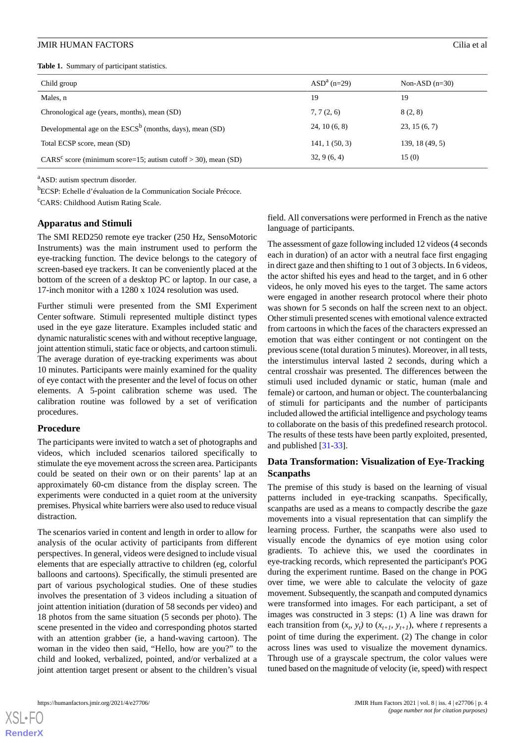**Table 1.** Summary of participant statistics.

| Child group | ASD[a] (n=29) | Non-ASD (n=30) |
|---|---|---|
| Males, n | 19 | 19 |
| Chronological age (years, months), mean (SD) | 7, 7 (2, 6) | 8 (2, 8) |
| Developmental age on the ESCS[b] (months, days), mean (SD) | 24, 10 (6, 8) | 23, 15 (6, 7) |
| Total ECSP score, mean (SD) | 141, 1 (50, 3) | 139, 18 (49, 5) |
| CARS[c] score (minimum score=15; autism cutoff > 30), mean (SD) | 32, 9 (6, 4) | 15 (0) |

[a]ASD: autism spectrum disorder.

[b]ECSP: Echelle d'évaluation de la Communication Sociale Précoce.

[c]CARS: Childhood Autism Rating Scale.

## Apparatus and Stimuli

The SMI RED250 remote eye tracker (250 Hz, SensoMotoric Instruments) was the main instrument used to perform the eye-tracking function. The device belongs to the category of screen-based eye trackers. It can be conveniently placed at the bottom of the screen of a desktop PC or laptop. In our case, a 17-inch monitor with a 1280 x 1024 resolution was used.

Further stimuli were presented from the SMI Experiment Center software. Stimuli represented multiple distinct types used in the eye gaze literature. Examples included static and dynamic naturalistic scenes with and without receptive language, joint attention stimuli, static face or objects, and cartoon stimuli. The average duration of eye-tracking experiments was about 10 minutes. Participants were mainly examined for the quality of eye contact with the presenter and the level of focus on other elements. A 5-point calibration scheme was used. The calibration routine was followed by a set of verification procedures.

## Procedure

The participants were invited to watch a set of photographs and videos, which included scenarios tailored specifically to stimulate the eye movement across the screen area. Participants could be seated on their own or on their parents' lap at an approximately 60-cm distance from the display screen. The experiments were conducted in a quiet room at the university premises. Physical white barriers were also used to reduce visual distraction.

The scenarios varied in content and length in order to allow for analysis of the ocular activity of participants from different perspectives. In general, videos were designed to include visual elements that are especially attractive to children (eg, colorful balloons and cartoons). Specifically, the stimuli presented are part of various psychological studies. One of these studies involves the presentation of 3 videos including a situation of joint attention initiation (duration of 58 seconds per video) and 18 photos from the same situation (5 seconds per photo). The scene presented in the video and corresponding photos started with an attention grabber (ie, a hand-waving cartoon). The woman in the video then said, "Hello, how are you?" to the child and looked, verbalized, pointed, and/or verbalized at a joint attention target present or absent to the children's visual field. All conversations were performed in French as the native language of participants.

The assessment of gaze following included 12 videos (4 seconds each in duration) of an actor with a neutral face first engaging in direct gaze and then shifting to 1 out of 3 objects. In 6 videos, the actor shifted his eyes and head to the target, and in 6 other videos, he only moved his eyes to the target. The same actors were engaged in another research protocol where their photo was shown for 5 seconds on half the screen next to an object. Other stimuli presented scenes with emotional valence extracted from cartoons in which the faces of the characters expressed an emotion that was either contingent or not contingent on the previous scene (total duration 5 minutes). Moreover, in all tests, the interstimulus interval lasted 2 seconds, during which a central crosshair was presented. The differences between the stimuli used included dynamic or static, human (male and female) or cartoon, and human or object. The counterbalancing of stimuli for participants and the number of participants included allowed the artificial intelligence and psychology teams to collaborate on the basis of this predefined research protocol. The results of these tests have been partly exploited, presented, and published [31-33].

## Data Transformation: Visualization of Eye-Tracking Scanpaths

The premise of this study is based on the learning of visual patterns included in eye-tracking scanpaths. Specifically, scanpaths are used as a means to compactly describe the gaze movements into a visual representation that can simplify the learning process. Further, the scanpaths were also used to visually encode the dynamics of eye motion using color gradients. To achieve this, we used the coordinates in eye-tracking records, which represented the participant's POG during the experiment runtime. Based on the change in POG over time, we were able to calculate the velocity of gaze movement. Subsequently, the scanpath and computed dynamics were transformed into images. For each participant, a set of images was constructed in 3 steps: (1) A line was drawn for each transition from ($x_t$, $y_t$) to ($x_{t+1}$, $y_{t+1}$), where $t$ represents a point of time during the experiment. (2) The change in color across lines was used to visualize the movement dynamics. Through use of a grayscale spectrum, the color values were tuned based on the magnitude of velocity (ie, speed) with respect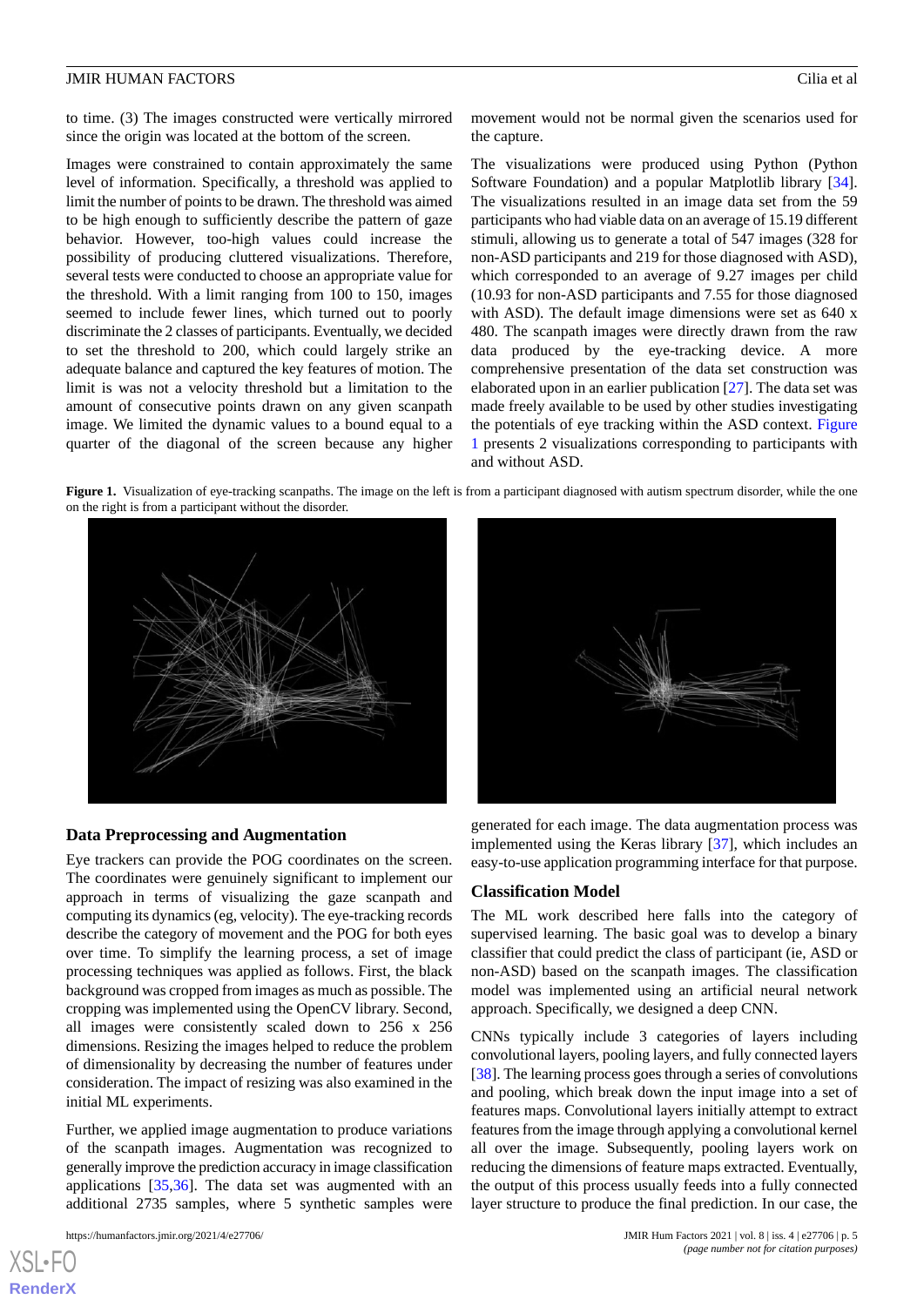to time. (3) The images constructed were vertically mirrored since the origin was located at the bottom of the screen.

Images were constrained to contain approximately the same level of information. Specifically, a threshold was applied to limit the number of points to be drawn. The threshold was aimed to be high enough to sufficiently describe the pattern of gaze behavior. However, too-high values could increase the possibility of producing cluttered visualizations. Therefore, several tests were conducted to choose an appropriate value for the threshold. With a limit ranging from 100 to 150, images seemed to include fewer lines, which turned out to poorly discriminate the 2 classes of participants. Eventually, we decided to set the threshold to 200, which could largely strike an adequate balance and captured the key features of motion. The limit is was not a velocity threshold but a limitation to the amount of consecutive points drawn on any given scanpath image. We limited the dynamic values to a bound equal to a quarter of the diagonal of the screen because any higher movement would not be normal given the scenarios used for the capture.

The visualizations were produced using Python (Python Software Foundation) and a popular Matplotlib library [34]. The visualizations resulted in an image data set from the 59 participants who had viable data on an average of 15.19 different stimuli, allowing us to generate a total of 547 images (328 for non-ASD participants and 219 for those diagnosed with ASD), which corresponded to an average of 9.27 images per child (10.93 for non-ASD participants and 7.55 for those diagnosed with ASD). The default image dimensions were set as 640 x 480. The scanpath images were directly drawn from the raw data produced by the eye-tracking device. A more comprehensive presentation of the data set construction was elaborated upon in an earlier publication [27]. The data set was made freely available to be used by other studies investigating the potentials of eye tracking within the ASD context. Figure 1 presents 2 visualizations corresponding to participants with and without ASD.

**Figure 1.** Visualization of eye-tracking scanpaths. The image on the left is from a participant diagnosed with autism spectrum disorder, while the one on the right is from a participant without the disorder.

### Data Preprocessing and Augmentation

Eye trackers can provide the POG coordinates on the screen. The coordinates were genuinely significant to implement our approach in terms of visualizing the gaze scanpath and computing its dynamics (eg, velocity). The eye-tracking records describe the category of movement and the POG for both eyes over time. To simplify the learning process, a set of image processing techniques was applied as follows. First, the black background was cropped from images as much as possible. The cropping was implemented using the OpenCV library. Second, all images were consistently scaled down to 256 x 256 dimensions. Resizing the images helped to reduce the problem of dimensionality by decreasing the number of features under consideration. The impact of resizing was also examined in the initial ML experiments.

Further, we applied image augmentation to produce variations of the scanpath images. Augmentation was recognized to generally improve the prediction accuracy in image classification applications [35,36]. The data set was augmented with an additional 2735 samples, where 5 synthetic samples were generated for each image. The data augmentation process was implemented using the Keras library [37], which includes an easy-to-use application programming interface for that purpose.

### Classification Model

The ML work described here falls into the category of supervised learning. The basic goal was to develop a binary classifier that could predict the class of participant (ie, ASD or non-ASD) based on the scanpath images. The classification model was implemented using an artificial neural network approach. Specifically, we designed a deep CNN.

CNNs typically include 3 categories of layers including convolutional layers, pooling layers, and fully connected layers [38]. The learning process goes through a series of convolutions and pooling, which break down the input image into a set of features maps. Convolutional layers initially attempt to extract features from the image through applying a convolutional kernel all over the image. Subsequently, pooling layers work on reducing the dimensions of feature maps extracted. Eventually, the output of this process usually feeds into a fully connected layer structure to produce the final prediction. In our case, the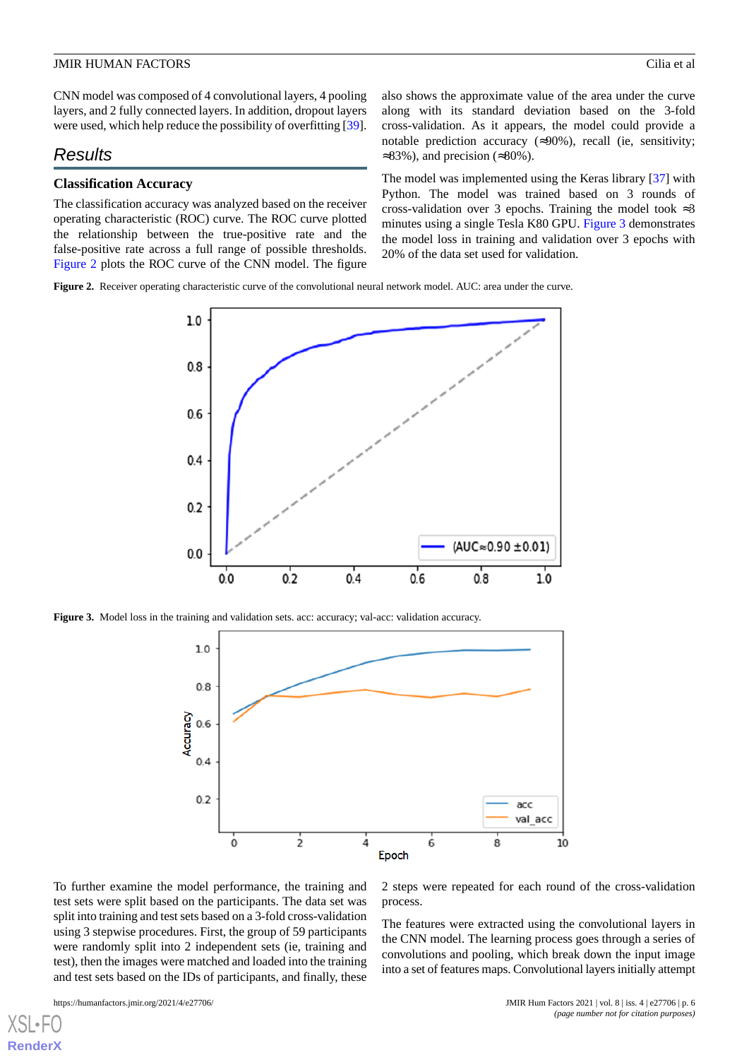CNN model was composed of 4 convolutional layers, 4 pooling layers, and 2 fully connected layers. In addition, dropout layers were used, which help reduce the possibility of overfitting [39].

## Results

### Classification Accuracy

The classification accuracy was analyzed based on the receiver operating characteristic (ROC) curve. The ROC curve plotted the relationship between the true-positive rate and the false-positive rate across a full range of possible thresholds. Figure 2 plots the ROC curve of the CNN model. The figure also shows the approximate value of the area under the curve along with its standard deviation based on the 3-fold cross-validation. As it appears, the model could provide a notable prediction accuracy (≈90%), recall (ie, sensitivity; ≈83%), and precision (≈80%).

The model was implemented using the Keras library [37] with Python. The model was trained based on 3 rounds of cross-validation over 3 epochs. Training the model took ≈3 minutes using a single Tesla K80 GPU. Figure 3 demonstrates the model loss in training and validation over 3 epochs with 20% of the data set used for validation.

**Figure 2.** Receiver operating characteristic curve of the convolutional neural network model. AUC: area under the curve.

**Figure 3.** Model loss in the training and validation sets. acc: accuracy; val-acc: validation accuracy.

To further examine the model performance, the training and test sets were split based on the participants. The data set was split into training and test sets based on a 3-fold cross-validation using 3 stepwise procedures. First, the group of 59 participants were randomly split into 2 independent sets (ie, training and test), then the images were matched and loaded into the training and test sets based on the IDs of participants, and finally, these 2 steps were repeated for each round of the cross-validation process.

The features were extracted using the convolutional layers in the CNN model. The learning process goes through a series of convolutions and pooling, which break down the input image into a set of features maps. Convolutional layers initially attempt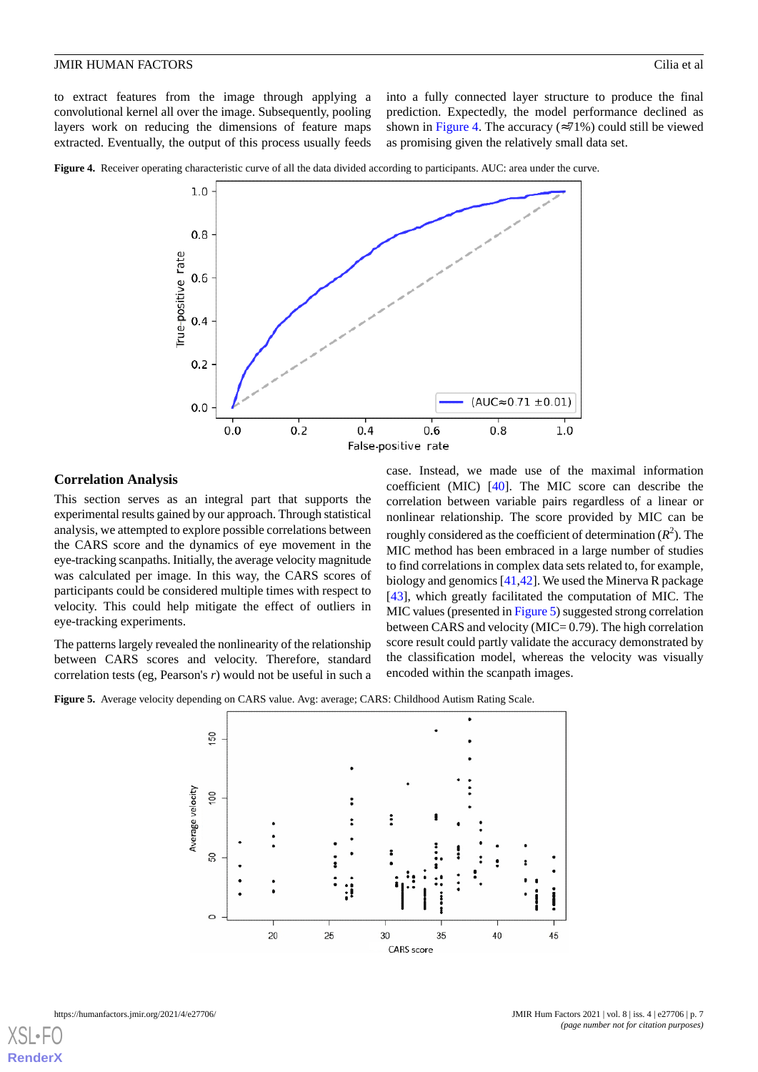to extract features from the image through applying a convolutional kernel all over the image. Subsequently, pooling layers work on reducing the dimensions of feature maps extracted. Eventually, the output of this process usually feeds into a fully connected layer structure to produce the final prediction. Expectedly, the model performance declined as shown in Figure 4. The accuracy (≈71%) could still be viewed as promising given the relatively small data set.

**Figure 4.** Receiver operating characteristic curve of all the data divided according to participants. AUC: area under the curve.

## Correlation Analysis

This section serves as an integral part that supports the experimental results gained by our approach. Through statistical analysis, we attempted to explore possible correlations between the CARS score and the dynamics of eye movement in the eye-tracking scanpaths. Initially, the average velocity magnitude was calculated per image. In this way, the CARS scores of participants could be considered multiple times with respect to velocity. This could help mitigate the effect of outliers in eye-tracking experiments.

The patterns largely revealed the nonlinearity of the relationship between CARS scores and velocity. Therefore, standard correlation tests (eg, Pearson's *r*) would not be useful in such a case. Instead, we made use of the maximal information coefficient (MIC) [40]. The MIC score can describe the correlation between variable pairs regardless of a linear or nonlinear relationship. The score provided by MIC can be roughly considered as the coefficient of determination ($R^2$). The MIC method has been embraced in a large number of studies to find correlations in complex data sets related to, for example, biology and genomics [41,42]. We used the Minerva R package [43], which greatly facilitated the computation of MIC. The MIC values (presented in Figure 5) suggested strong correlation between CARS and velocity (MIC= 0.79). The high correlation score result could partly validate the accuracy demonstrated by the classification model, whereas the velocity was visually encoded within the scanpath images.

**Figure 5.** Average velocity depending on CARS value. Avg: average; CARS: Childhood Autism Rating Scale.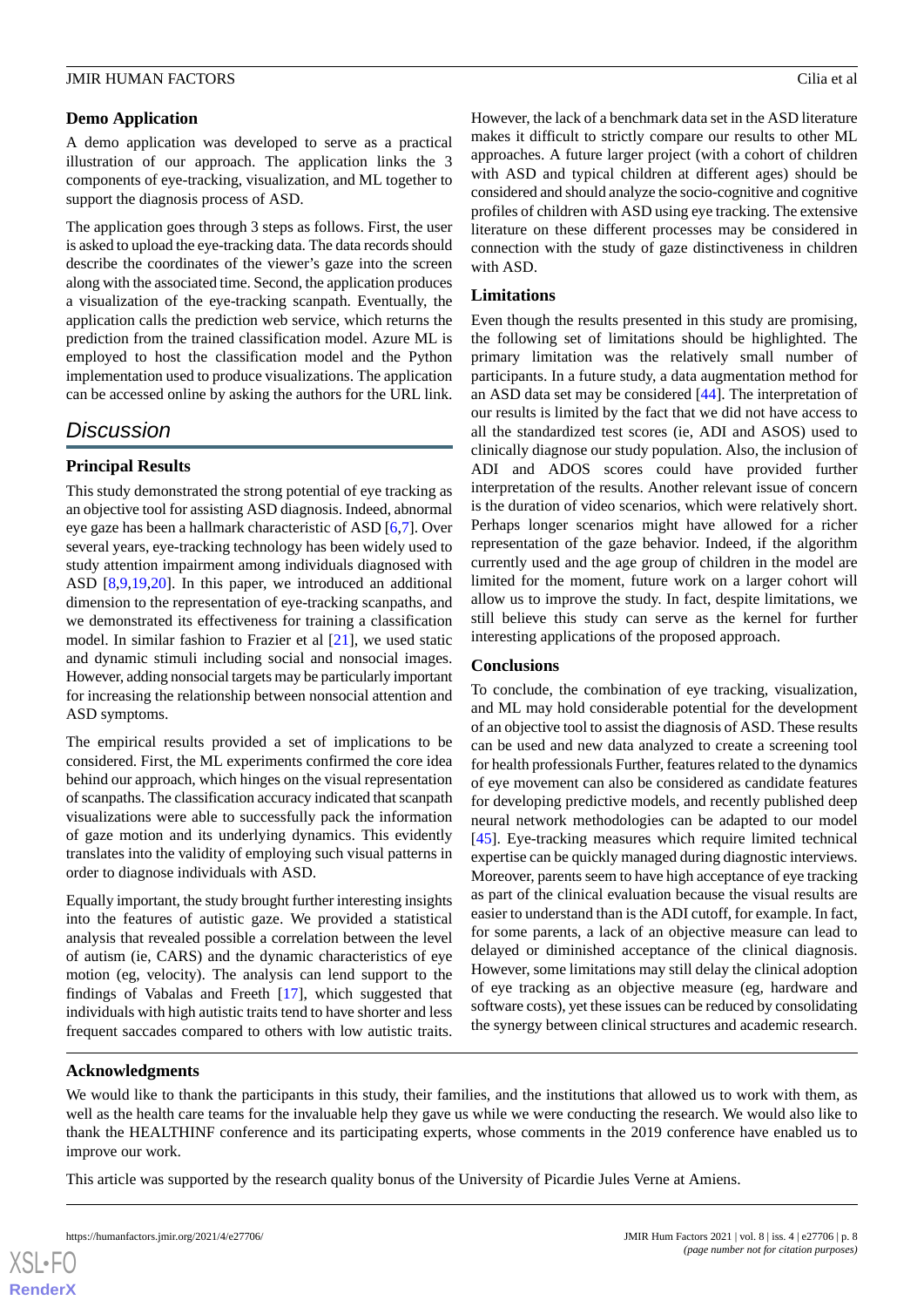### Demo Application

A demo application was developed to serve as a practical illustration of our approach. The application links the 3 components of eye-tracking, visualization, and ML together to support the diagnosis process of ASD.

The application goes through 3 steps as follows. First, the user is asked to upload the eye-tracking data. The data records should describe the coordinates of the viewer's gaze into the screen along with the associated time. Second, the application produces a visualization of the eye-tracking scanpath. Eventually, the application calls the prediction web service, which returns the prediction from the trained classification model. Azure ML is employed to host the classification model and the Python implementation used to produce visualizations. The application can be accessed online by asking the authors for the URL link.

## Discussion

### Principal Results

This study demonstrated the strong potential of eye tracking as an objective tool for assisting ASD diagnosis. Indeed, abnormal eye gaze has been a hallmark characteristic of ASD [6,7]. Over several years, eye-tracking technology has been widely used to study attention impairment among individuals diagnosed with ASD [8,9,19,20]. In this paper, we introduced an additional dimension to the representation of eye-tracking scanpaths, and we demonstrated its effectiveness for training a classification model. In similar fashion to Frazier et al [21], we used static and dynamic stimuli including social and nonsocial images. However, adding nonsocial targets may be particularly important for increasing the relationship between nonsocial attention and ASD symptoms.

The empirical results provided a set of implications to be considered. First, the ML experiments confirmed the core idea behind our approach, which hinges on the visual representation of scanpaths. The classification accuracy indicated that scanpath visualizations were able to successfully pack the information of gaze motion and its underlying dynamics. This evidently translates into the validity of employing such visual patterns in order to diagnose individuals with ASD.

Equally important, the study brought further interesting insights into the features of autistic gaze. We provided a statistical analysis that revealed possible a correlation between the level of autism (ie, CARS) and the dynamic characteristics of eye motion (eg, velocity). The analysis can lend support to the findings of Vabalas and Freeth [17], which suggested that individuals with high autistic traits tend to have shorter and less frequent saccades compared to others with low autistic traits. However, the lack of a benchmark data set in the ASD literature makes it difficult to strictly compare our results to other ML approaches. A future larger project (with a cohort of children with ASD and typical children at different ages) should be considered and should analyze the socio-cognitive and cognitive profiles of children with ASD using eye tracking. The extensive literature on these different processes may be considered in connection with the study of gaze distinctiveness in children with ASD.

### Limitations

Even though the results presented in this study are promising, the following set of limitations should be highlighted. The primary limitation was the relatively small number of participants. In a future study, a data augmentation method for an ASD data set may be considered [44]. The interpretation of our results is limited by the fact that we did not have access to all the standardized test scores (ie, ADI and ASOS) used to clinically diagnose our study population. Also, the inclusion of ADI and ADOS scores could have provided further interpretation of the results. Another relevant issue of concern is the duration of video scenarios, which were relatively short. Perhaps longer scenarios might have allowed for a richer representation of the gaze behavior. Indeed, if the algorithm currently used and the age group of children in the model are limited for the moment, future work on a larger cohort will allow us to improve the study. In fact, despite limitations, we still believe this study can serve as the kernel for further interesting applications of the proposed approach.

### Conclusions

To conclude, the combination of eye tracking, visualization, and ML may hold considerable potential for the development of an objective tool to assist the diagnosis of ASD. These results can be used and new data analyzed to create a screening tool for health professionals Further, features related to the dynamics of eye movement can also be considered as candidate features for developing predictive models, and recently published deep neural network methodologies can be adapted to our model [45]. Eye-tracking measures which require limited technical expertise can be quickly managed during diagnostic interviews. Moreover, parents seem to have high acceptance of eye tracking as part of the clinical evaluation because the visual results are easier to understand than is the ADI cutoff, for example. In fact, for some parents, a lack of an objective measure can lead to delayed or diminished acceptance of the clinical diagnosis. However, some limitations may still delay the clinical adoption of eye tracking as an objective measure (eg, hardware and software costs), yet these issues can be reduced by consolidating the synergy between clinical structures and academic research.

### Acknowledgments

We would like to thank the participants in this study, their families, and the institutions that allowed us to work with them, as well as the health care teams for the invaluable help they gave us while we were conducting the research. We would also like to thank the HEALTHINF conference and its participating experts, whose comments in the 2019 conference have enabled us to improve our work.

This article was supported by the research quality bonus of the University of Picardie Jules Verne at Amiens.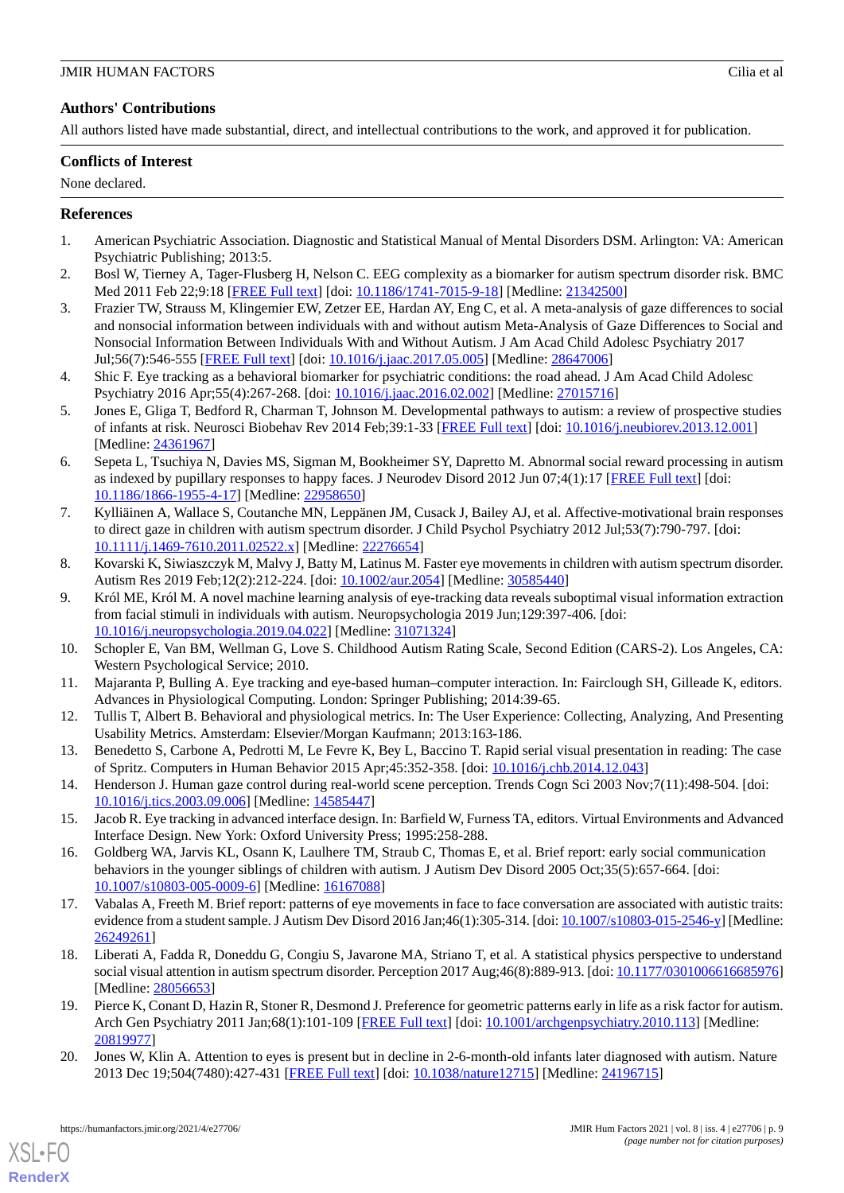## Authors' Contributions

All authors listed have made substantial, direct, and intellectual contributions to the work, and approved it for publication.

## Conflicts of Interest

None declared.

## References

1. American Psychiatric Association. Diagnostic and Statistical Manual of Mental Disorders DSM. Arlington: VA: American Psychiatric Publishing; 2013:5.
2. Bosl W, Tierney A, Tager-Flusberg H, Nelson C. EEG complexity as a biomarker for autism spectrum disorder risk. BMC Med 2011 Feb 22;9:18 [FREE Full text] [doi: 10.1186/1741-7015-9-18] [Medline: 21342500]
3. Frazier TW, Strauss M, Klingemier EW, Zetzer EE, Hardan AY, Eng C, et al. A meta-analysis of gaze differences to social and nonsocial information between individuals with and without autism Meta-Analysis of Gaze Differences to Social and Nonsocial Information Between Individuals With and Without Autism. J Am Acad Child Adolesc Psychiatry 2017 Jul;56(7):546-555 [FREE Full text] [doi: 10.1016/j.jaac.2017.05.005] [Medline: 28647006]
4. Shic F. Eye tracking as a behavioral biomarker for psychiatric conditions: the road ahead. J Am Acad Child Adolesc Psychiatry 2016 Apr;55(4):267-268. [doi: 10.1016/j.jaac.2016.02.002] [Medline: 27015716]
5. Jones E, Gliga T, Bedford R, Charman T, Johnson M. Developmental pathways to autism: a review of prospective studies of infants at risk. Neurosci Biobehav Rev 2014 Feb;39:1-33 [FREE Full text] [doi: 10.1016/j.neubiorev.2013.12.001] [Medline: 24361967]
6. Sepeta L, Tsuchiya N, Davies MS, Sigman M, Bookheimer SY, Dapretto M. Abnormal social reward processing in autism as indexed by pupillary responses to happy faces. J Neurodev Disord 2012 Jun 07;4(1):17 [FREE Full text] [doi: 10.1186/1866-1955-4-17] [Medline: 22958650]
7. Kylliäinen A, Wallace S, Coutanche MN, Leppänen JM, Cusack J, Bailey AJ, et al. Affective-motivational brain responses to direct gaze in children with autism spectrum disorder. J Child Psychol Psychiatry 2012 Jul;53(7):790-797. [doi: 10.1111/j.1469-7610.2011.02522.x] [Medline: 22276654]
8. Kovarski K, Siwiaszczyk M, Malvy J, Batty M, Latinus M. Faster eye movements in children with autism spectrum disorder. Autism Res 2019 Feb;12(2):212-224. [doi: 10.1002/aur.2054] [Medline: 30585440]
9. Król ME, Król M. A novel machine learning analysis of eye-tracking data reveals suboptimal visual information extraction from facial stimuli in individuals with autism. Neuropsychologia 2019 Jun;129:397-406. [doi: 10.1016/j.neuropsychologia.2019.04.022] [Medline: 31071324]
10. Schopler E, Van BM, Wellman G, Love S. Childhood Autism Rating Scale, Second Edition (CARS-2). Los Angeles, CA: Western Psychological Service; 2010.
11. Majaranta P, Bulling A. Eye tracking and eye-based human–computer interaction. In: Fairclough SH, Gilleade K, editors. Advances in Physiological Computing. London: Springer Publishing; 2014:39-65.
12. Tullis T, Albert B. Behavioral and physiological metrics. In: The User Experience: Collecting, Analyzing, And Presenting Usability Metrics. Amsterdam: Elsevier/Morgan Kaufmann; 2013:163-186.
13. Benedetto S, Carbone A, Pedrotti M, Le Fevre K, Bey L, Baccino T. Rapid serial visual presentation in reading: The case of Spritz. Computers in Human Behavior 2015 Apr;45:352-358. [doi: 10.1016/j.chb.2014.12.043]
14. Henderson J. Human gaze control during real-world scene perception. Trends Cogn Sci 2003 Nov;7(11):498-504. [doi: 10.1016/j.tics.2003.09.006] [Medline: 14585447]
15. Jacob R. Eye tracking in advanced interface design. In: Barfield W, Furness TA, editors. Virtual Environments and Advanced Interface Design. New York: Oxford University Press; 1995:258-288.
16. Goldberg WA, Jarvis KL, Osann K, Laulhere TM, Straub C, Thomas E, et al. Brief report: early social communication behaviors in the younger siblings of children with autism. J Autism Dev Disord 2005 Oct;35(5):657-664. [doi: 10.1007/s10803-005-0009-6] [Medline: 16167088]
17. Vabalas A, Freeth M. Brief report: patterns of eye movements in face to face conversation are associated with autistic traits: evidence from a student sample. J Autism Dev Disord 2016 Jan;46(1):305-314. [doi: 10.1007/s10803-015-2546-y] [Medline: 26249261]
18. Liberati A, Fadda R, Doneddu G, Congiu S, Javarone MA, Striano T, et al. A statistical physics perspective to understand social visual attention in autism spectrum disorder. Perception 2017 Aug;46(8):889-913. [doi: 10.1177/0301006616685976] [Medline: 28056653]
19. Pierce K, Conant D, Hazin R, Stoner R, Desmond J. Preference for geometric patterns early in life as a risk factor for autism. Arch Gen Psychiatry 2011 Jan;68(1):101-109 [FREE Full text] [doi: 10.1001/archgenpsychiatry.2010.113] [Medline: 20819977]
20. Jones W, Klin A. Attention to eyes is present but in decline in 2-6-month-old infants later diagnosed with autism. Nature 2013 Dec 19;504(7480):427-431 [FREE Full text] [doi: 10.1038/nature12715] [Medline: 24196715]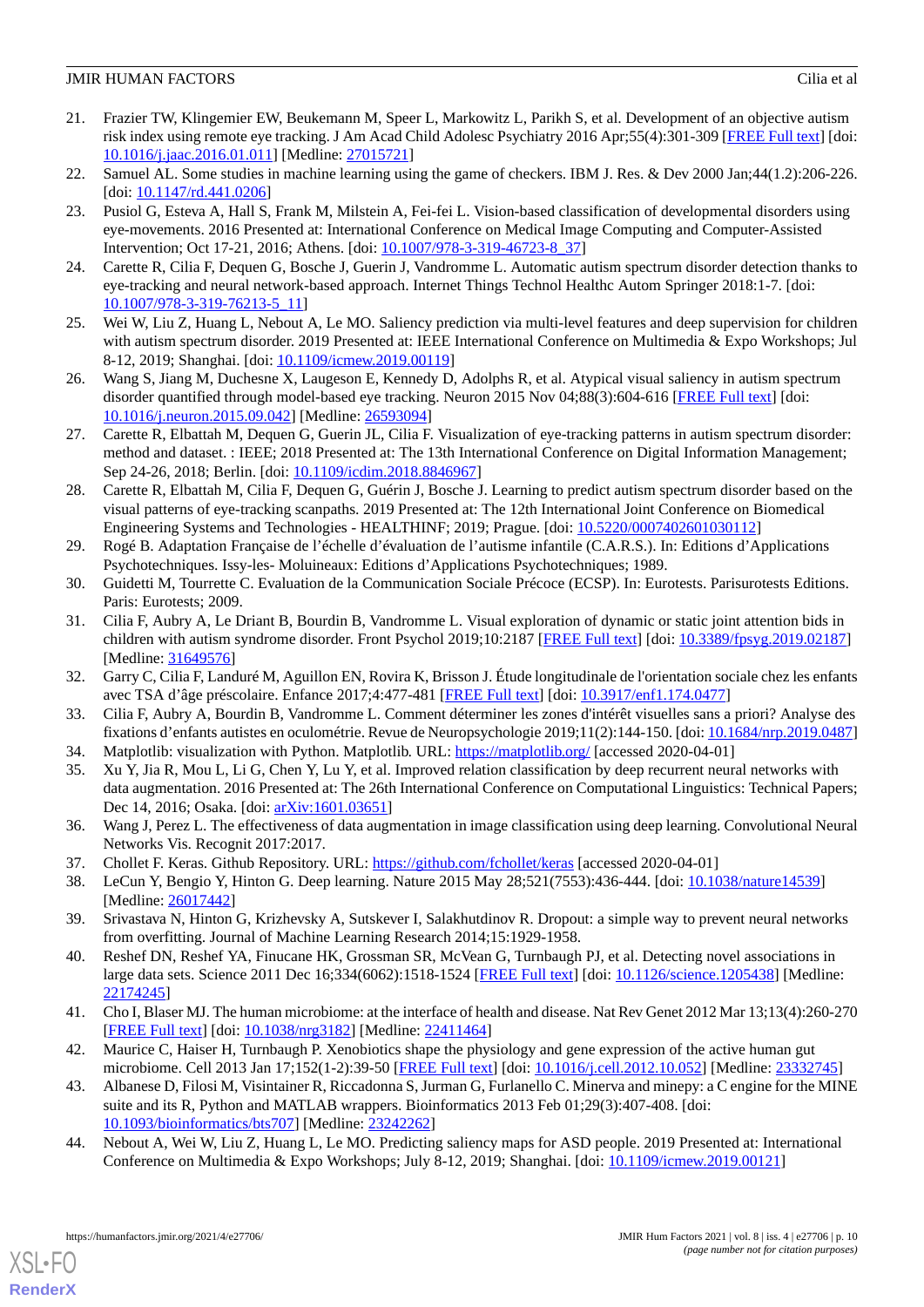21. Frazier TW, Klingemier EW, Beukemann M, Speer L, Markowitz L, Parikh S, et al. Development of an objective autism risk index using remote eye tracking. J Am Acad Child Adolesc Psychiatry 2016 Apr;55(4):301-309 [FREE Full text] [doi: 10.1016/j.jaac.2016.01.011] [Medline: 27015721]
22. Samuel AL. Some studies in machine learning using the game of checkers. IBM J. Res. & Dev 2000 Jan;44(1.2):206-226. [doi: 10.1147/rd.441.0206]
23. Pusiol G, Esteva A, Hall S, Frank M, Milstein A, Fei-fei L. Vision-based classification of developmental disorders using eye-movements. 2016 Presented at: International Conference on Medical Image Computing and Computer-Assisted Intervention; Oct 17-21, 2016; Athens. [doi: 10.1007/978-3-319-46723-8_37]
24. Carette R, Cilia F, Dequen G, Bosche J, Guerin J, Vandromme L. Automatic autism spectrum disorder detection thanks to eye-tracking and neural network-based approach. Internet Things Technol Healthc Autom Springer 2018:1-7. [doi: 10.1007/978-3-319-76213-5_11]
25. Wei W, Liu Z, Huang L, Nebout A, Le MO. Saliency prediction via multi-level features and deep supervision for children with autism spectrum disorder. 2019 Presented at: IEEE International Conference on Multimedia & Expo Workshops; Jul 8-12, 2019; Shanghai. [doi: 10.1109/icmew.2019.00119]
26. Wang S, Jiang M, Duchesne X, Laugeson E, Kennedy D, Adolphs R, et al. Atypical visual saliency in autism spectrum disorder quantified through model-based eye tracking. Neuron 2015 Nov 04;88(3):604-616 [FREE Full text] [doi: 10.1016/j.neuron.2015.09.042] [Medline: 26593094]
27. Carette R, Elbattah M, Dequen G, Guerin JL, Cilia F. Visualization of eye-tracking patterns in autism spectrum disorder: method and dataset. : IEEE; 2018 Presented at: The 13th International Conference on Digital Information Management; Sep 24-26, 2018; Berlin. [doi: 10.1109/icdim.2018.8846967]
28. Carette R, Elbattah M, Cilia F, Dequen G, Guérin J, Bosche J. Learning to predict autism spectrum disorder based on the visual patterns of eye-tracking scanpaths. 2019 Presented at: The 12th International Joint Conference on Biomedical Engineering Systems and Technologies - HEALTHINF; 2019; Prague. [doi: 10.5220/0007402601030112]
29. Rogé B. Adaptation Française de l'échelle d'évaluation de l'autisme infantile (C.A.R.S.). In: Editions d'Applications Psychotechniques. Issy-les- Moluineaux: Editions d'Applications Psychotechniques; 1989.
30. Guidetti M, Tourrette C. Evaluation de la Communication Sociale Précoce (ECSP). In: Eurotests. Parisurotests Editions. Paris: Eurotests; 2009.
31. Cilia F, Aubry A, Le Driant B, Bourdin B, Vandromme L. Visual exploration of dynamic or static joint attention bids in children with autism syndrome disorder. Front Psychol 2019;10:2187 [FREE Full text] [doi: 10.3389/fpsyg.2019.02187] [Medline: 31649576]
32. Garry C, Cilia F, Landuré M, Aguillon EN, Rovira K, Brisson J. Étude longitudinale de l'orientation sociale chez les enfants avec TSA d'âge préscolaire. Enfance 2017;4:477-481 [FREE Full text] [doi: 10.3917/enf1.174.0477]
33. Cilia F, Aubry A, Bourdin B, Vandromme L. Comment déterminer les zones d'intérêt visuelles sans a priori? Analyse des fixations d'enfants autistes en oculométrie. Revue de Neuropsychologie 2019;11(2):144-150. [doi: 10.1684/nrp.2019.0487]
34. Matplotlib: visualization with Python. Matplotlib. URL: https://matplotlib.org/ [accessed 2020-04-01]
35. Xu Y, Jia R, Mou L, Li G, Chen Y, Lu Y, et al. Improved relation classification by deep recurrent neural networks with data augmentation. 2016 Presented at: The 26th International Conference on Computational Linguistics: Technical Papers; Dec 14, 2016; Osaka. [doi: arXiv:1601.03651]
36. Wang J, Perez L. The effectiveness of data augmentation in image classification using deep learning. Convolutional Neural Networks Vis. Recognit 2017:2017.
37. Chollet F. Keras. Github Repository. URL: https://github.com/fchollet/keras [accessed 2020-04-01]
38. LeCun Y, Bengio Y, Hinton G. Deep learning. Nature 2015 May 28;521(7553):436-444. [doi: 10.1038/nature14539] [Medline: 26017442]
39. Srivastava N, Hinton G, Krizhevsky A, Sutskever I, Salakhutdinov R. Dropout: a simple way to prevent neural networks from overfitting. Journal of Machine Learning Research 2014;15:1929-1958.
40. Reshef DN, Reshef YA, Finucane HK, Grossman SR, McVean G, Turnbaugh PJ, et al. Detecting novel associations in large data sets. Science 2011 Dec 16;334(6062):1518-1524 [FREE Full text] [doi: 10.1126/science.1205438] [Medline: 22174245]
41. Cho I, Blaser MJ. The human microbiome: at the interface of health and disease. Nat Rev Genet 2012 Mar 13;13(4):260-270 [FREE Full text] [doi: 10.1038/nrg3182] [Medline: 22411464]
42. Maurice C, Haiser H, Turnbaugh P. Xenobiotics shape the physiology and gene expression of the active human gut microbiome. Cell 2013 Jan 17;152(1-2):39-50 [FREE Full text] [doi: 10.1016/j.cell.2012.10.052] [Medline: 23332745]
43. Albanese D, Filosi M, Visintainer R, Riccadonna S, Jurman G, Furlanello C. Minerva and minepy: a C engine for the MINE suite and its R, Python and MATLAB wrappers. Bioinformatics 2013 Feb 01;29(3):407-408. [doi: 10.1093/bioinformatics/bts707] [Medline: 23242262]
44. Nebout A, Wei W, Liu Z, Huang L, Le MO. Predicting saliency maps for ASD people. 2019 Presented at: International Conference on Multimedia & Expo Workshops; July 8-12, 2019; Shanghai. [doi: 10.1109/icmew.2019.00121]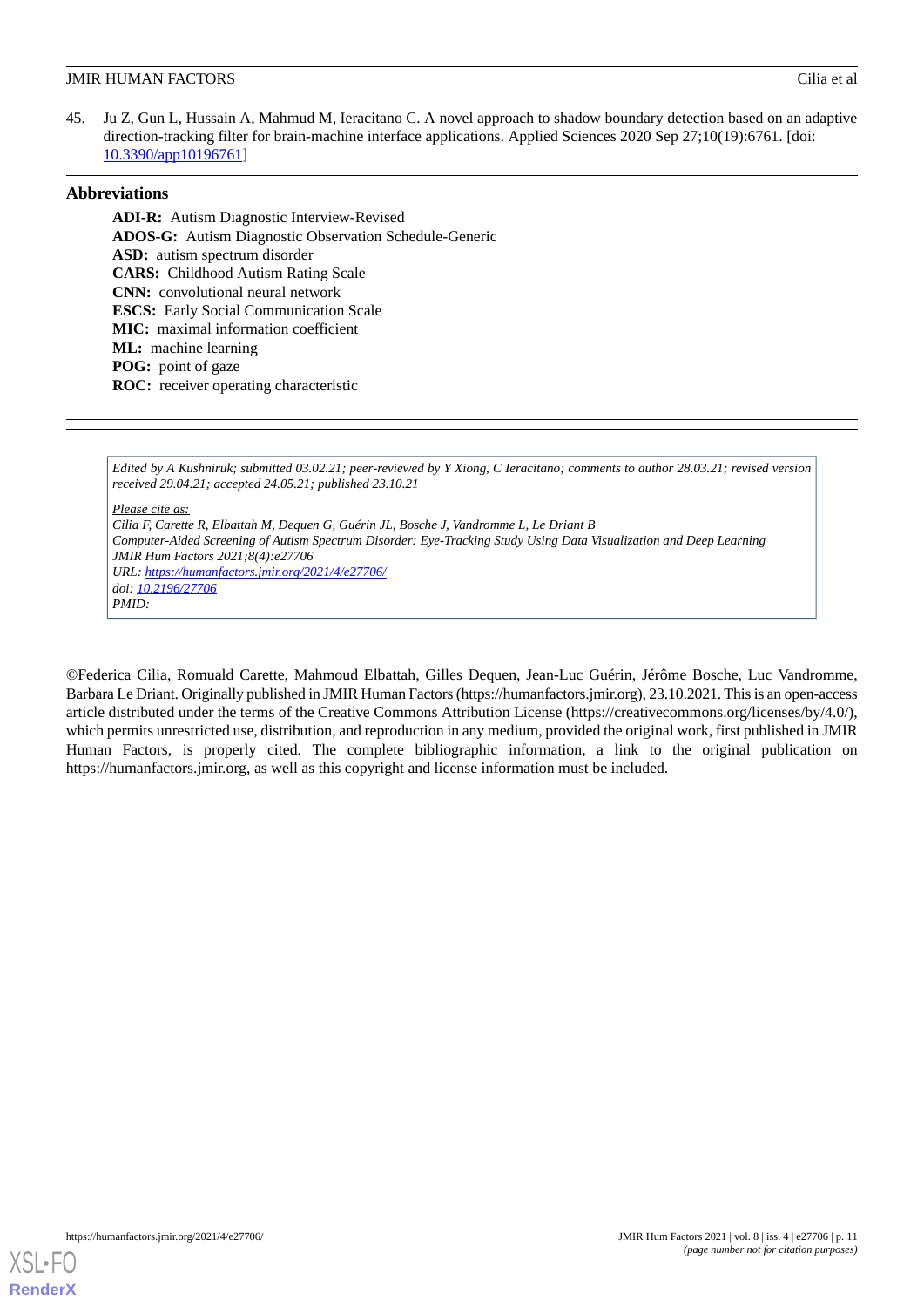45. Ju Z, Gun L, Hussain A, Mahmud M, Ieracitano C. A novel approach to shadow boundary detection based on an adaptive direction-tracking filter for brain-machine interface applications. Applied Sciences 2020 Sep 27;10(19):6761. [doi: 10.3390/app10196761]

## Abbreviations

**ADI-R:** Autism Diagnostic Interview-Revised
**ADOS-G:** Autism Diagnostic Observation Schedule-Generic
**ASD:** autism spectrum disorder
**CARS:** Childhood Autism Rating Scale
**CNN:** convolutional neural network
**ESCS:** Early Social Communication Scale
**MIC:** maximal information coefficient
**ML:** machine learning
**POG:** point of gaze
**ROC:** receiver operating characteristic

*Edited by A Kushniruk; submitted 03.02.21; peer-reviewed by Y Xiong, C Ieracitano; comments to author 28.03.21; revised version received 29.04.21; accepted 24.05.21; published 23.10.21*

*Please cite as:*
*Cilia F, Carette R, Elbattah M, Dequen G, Guérin JL, Bosche J, Vandromme L, Le Driant B*
*Computer-Aided Screening of Autism Spectrum Disorder: Eye-Tracking Study Using Data Visualization and Deep Learning*
*JMIR Hum Factors 2021;8(4):e27706*
*URL: https://humanfactors.jmir.org/2021/4/e27706/*
*doi: 10.2196/27706*
*PMID:*

©Federica Cilia, Romuald Carette, Mahmoud Elbattah, Gilles Dequen, Jean-Luc Guérin, Jérôme Bosche, Luc Vandromme, Barbara Le Driant. Originally published in JMIR Human Factors (https://humanfactors.jmir.org), 23.10.2021. This is an open-access article distributed under the terms of the Creative Commons Attribution License (https://creativecommons.org/licenses/by/4.0/), which permits unrestricted use, distribution, and reproduction in any medium, provided the original work, first published in JMIR Human Factors, is properly cited. The complete bibliographic information, a link to the original publication on https://humanfactors.jmir.org, as well as this copyright and license information must be included.